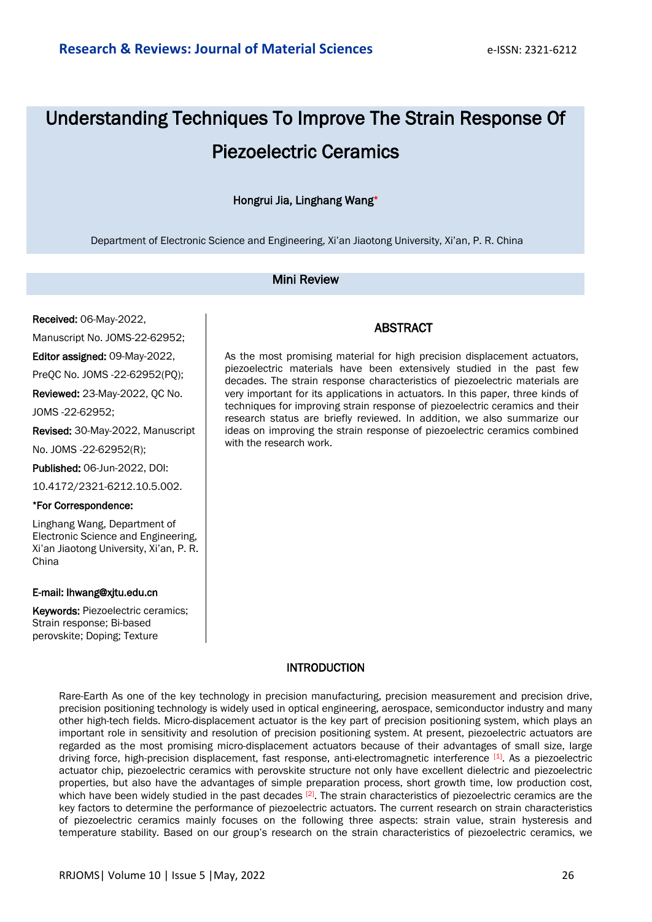# Understanding Techniques To Improve The Strain Response Of Piezoelectric Ceramics

Hongrui Jia, Linghang Wang*

Department of Electronic Science and Engineering, Xi'an Jiaotong University, Xi'an, P. R. China

## Mini Review

**Received:** 06-May-2022, Manuscript No. JOMS-22-62952; **Editor assigned:** 09-May-2022, PreQC No. JOMS -22-62952(PQ); **Reviewed:** 23-May-2022, QC No. JOMS -22-62952; **Revised:** 30-May-2022, Manuscript No. JOMS -22-62952(R); **Published:** 06-Jun-2022, DOI: 10.4172/2321-6212.10.5.002.

**\*For Correspondence:**

Linghang Wang, Department of Electronic Science and Engineering, Xi'an Jiaotong University, Xi'an, P. R. China

**E-mail: lhwang@xjtu.edu.cn**

**Keywords:** Piezoelectric ceramics; Strain response; Bi-based perovskite; Doping; Texture

## ABSTRACT

As the most promising material for high precision displacement actuators, piezoelectric materials have been extensively studied in the past few decades. The strain response characteristics of piezoelectric materials are very important for its applications in actuators. In this paper, three kinds of techniques for improving strain response of piezoelectric ceramics and their research status are briefly reviewed. In addition, we also summarize our ideas on improving the strain response of piezoelectric ceramics combined with the research work.

## INTRODUCTION

Rare-Earth As one of the key technology in precision manufacturing, precision measurement and precision drive, precision positioning technology is widely used in optical engineering, aerospace, semiconductor industry and many other high-tech fields. Micro-displacement actuator is the key part of precision positioning system, which plays an important role in sensitivity and resolution of precision positioning system. At present, piezoelectric actuators are regarded as the most promising micro-displacement actuators because of their advantages of small size, large driving force, high-precision displacement, fast response, anti-electromagnetic interference [1]. As a piezoelectric actuator chip, piezoelectric ceramics with perovskite structure not only have excellent dielectric and piezoelectric properties, but also have the advantages of simple preparation process, short growth time, low production cost, which have been widely studied in the past decades [2]. The strain characteristics of piezoelectric ceramics are the key factors to determine the performance of piezoelectric actuators. The current research on strain characteristics of piezoelectric ceramics mainly focuses on the following three aspects: strain value, strain hysteresis and temperature stability. Based on our group's research on the strain characteristics of piezoelectric ceramics, we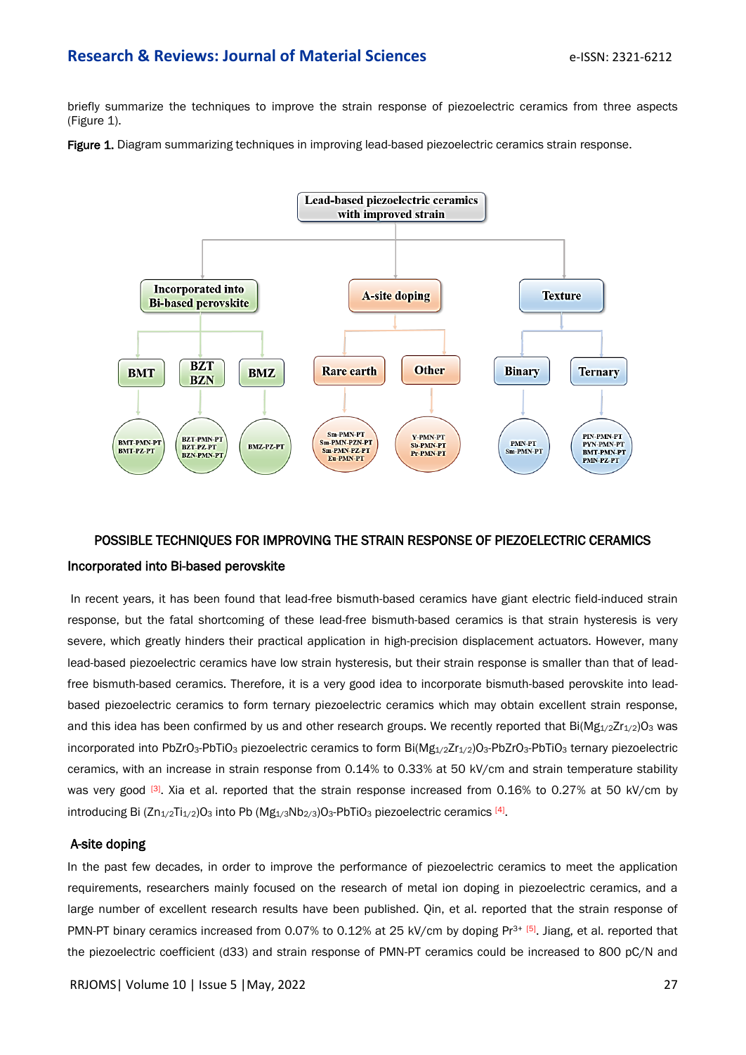briefly summarize the techniques to improve the strain response of piezoelectric ceramics from three aspects (Figure 1).

**Figure 1.** Diagram summarizing techniques in improving lead-based piezoelectric ceramics strain response.

## POSSIBLE TECHNIQUES FOR IMPROVING THE STRAIN RESPONSE OF PIEZOELECTRIC CERAMICS

### Incorporated into Bi-based perovskite

In recent years, it has been found that lead-free bismuth-based ceramics have giant electric field-induced strain response, but the fatal shortcoming of these lead-free bismuth-based ceramics is that strain hysteresis is very severe, which greatly hinders their practical application in high-precision displacement actuators. However, many lead-based piezoelectric ceramics have low strain hysteresis, but their strain response is smaller than that of lead-free bismuth-based ceramics. Therefore, it is a very good idea to incorporate bismuth-based perovskite into lead-based piezoelectric ceramics to form ternary piezoelectric ceramics which may obtain excellent strain response, and this idea has been confirmed by us and other research groups. We recently reported that $Bi(Mg_{1/2}Zr_{1/2})O_3$ was incorporated into $PbZrO_3$-$PbTiO_3$ piezoelectric ceramics to form $Bi(Mg_{1/2}Zr_{1/2})O_3$-$PbZrO_3$-$PbTiO_3$ ternary piezoelectric ceramics, with an increase in strain response from 0.14% to 0.33% at 50 kV/cm and strain temperature stability was very good [3]. Xia et al. reported that the strain response increased from 0.16% to 0.27% at 50 kV/cm by introducing $Bi(Zn_{1/2}Ti_{1/2})O_3$ into $Pb(Mg_{1/3}Nb_{2/3})O_3$-$PbTiO_3$ piezoelectric ceramics [4].

### A-site doping

In the past few decades, in order to improve the performance of piezoelectric ceramics to meet the application requirements, researchers mainly focused on the research of metal ion doping in piezoelectric ceramics, and a large number of excellent research results have been published. Qin, et al. reported that the strain response of PMN-PT binary ceramics increased from 0.07% to 0.12% at 25 kV/cm by doping $Pr^{3+}$ [5]. Jiang, et al. reported that the piezoelectric coefficient (d33) and strain response of PMN-PT ceramics could be increased to 800 pC/N and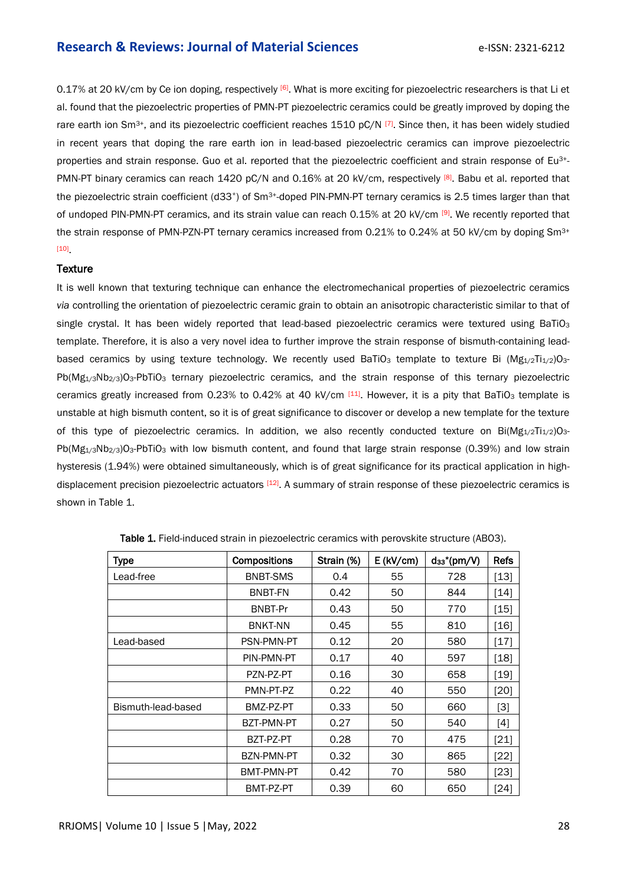0.17% at 20 kV/cm by Ce ion doping, respectively [6]. What is more exciting for piezoelectric researchers is that Li et al. found that the piezoelectric properties of PMN-PT piezoelectric ceramics could be greatly improved by doping the rare earth ion $Sm^{3+}$, and its piezoelectric coefficient reaches 1510 pC/N [7]. Since then, it has been widely studied in recent years that doping the rare earth ion in lead-based piezoelectric ceramics can improve piezoelectric properties and strain response. Guo et al. reported that the piezoelectric coefficient and strain response of $Eu^{3+}$-PMN-PT binary ceramics can reach 1420 pC/N and 0.16% at 20 kV/cm, respectively [8]. Babu et al. reported that the piezoelectric strain coefficient ($d_{33}^*$) of $Sm^{3+}$-doped PIN-PMN-PT ternary ceramics is 2.5 times larger than that of undoped PIN-PMN-PT ceramics, and its strain value can reach 0.15% at 20 kV/cm [9]. We recently reported that the strain response of PMN-PZN-PT ternary ceramics increased from 0.21% to 0.24% at 50 kV/cm by doping $Sm^{3+}$ [10].

## Texture

It is well known that texturing technique can enhance the electromechanical properties of piezoelectric ceramics *via* controlling the orientation of piezoelectric ceramic grain to obtain an anisotropic characteristic similar to that of single crystal. It has been widely reported that lead-based piezoelectric ceramics were textured using $BaTiO_3$ template. Therefore, it is also a very novel idea to further improve the strain response of bismuth-containing lead-based ceramics by using texture technology. We recently used $BaTiO_3$ template to texture $Bi(Mg_{1/2}Ti_{1/2})O_3$-$Pb(Mg_{1/3}Nb_{2/3})O_3$-$PbTiO_3$ ternary piezoelectric ceramics, and the strain response of this ternary piezoelectric ceramics greatly increased from 0.23% to 0.42% at 40 kV/cm [11]. However, it is a pity that $BaTiO_3$ template is unstable at high bismuth content, so it is of great significance to discover or develop a new template for the texture of this type of piezoelectric ceramics. In addition, we also recently conducted texture on $Bi(Mg_{1/2}Ti_{1/2})O_3$-$Pb(Mg_{1/3}Nb_{2/3})O_3$-$PbTiO_3$ with low bismuth content, and found that large strain response (0.39%) and low strain hysteresis (1.94%) were obtained simultaneously, which is of great significance for its practical application in high-displacement precision piezoelectric actuators [12]. A summary of strain response of these piezoelectric ceramics is shown in Table 1.

**Table 1.** Field-induced strain in piezoelectric ceramics with perovskite structure ($ABO_3$).

| Type | Compositions | Strain (%) | E (kV/cm) | $d_{33}^*$(pm/V) | Refs |
|---|---|---|---|---|---|
| Lead-free | BNBT-SMS | 0.4 | 55 | 728 | [13] |
| | BNBT-FN | 0.42 | 50 | 844 | [14] |
| | BNBT-Pr | 0.43 | 50 | 770 | [15] |
| | BNKT-NN | 0.45 | 55 | 810 | [16] |
| Lead-based | PSN-PMN-PT | 0.12 | 20 | 580 | [17] |
| | PIN-PMN-PT | 0.17 | 40 | 597 | [18] |
| | PZN-PZ-PT | 0.16 | 30 | 658 | [19] |
| | PMN-PT-PZ | 0.22 | 40 | 550 | [20] |
| Bismuth-lead-based | BMZ-PZ-PT | 0.33 | 50 | 660 | [3] |
| | BZT-PMN-PT | 0.27 | 50 | 540 | [4] |
| | BZT-PZ-PT | 0.28 | 70 | 475 | [21] |
| | BZN-PMN-PT | 0.32 | 30 | 865 | [22] |
| | BMT-PMN-PT | 0.42 | 70 | 580 | [23] |
| | BMT-PZ-PT | 0.39 | 60 | 650 | [24] |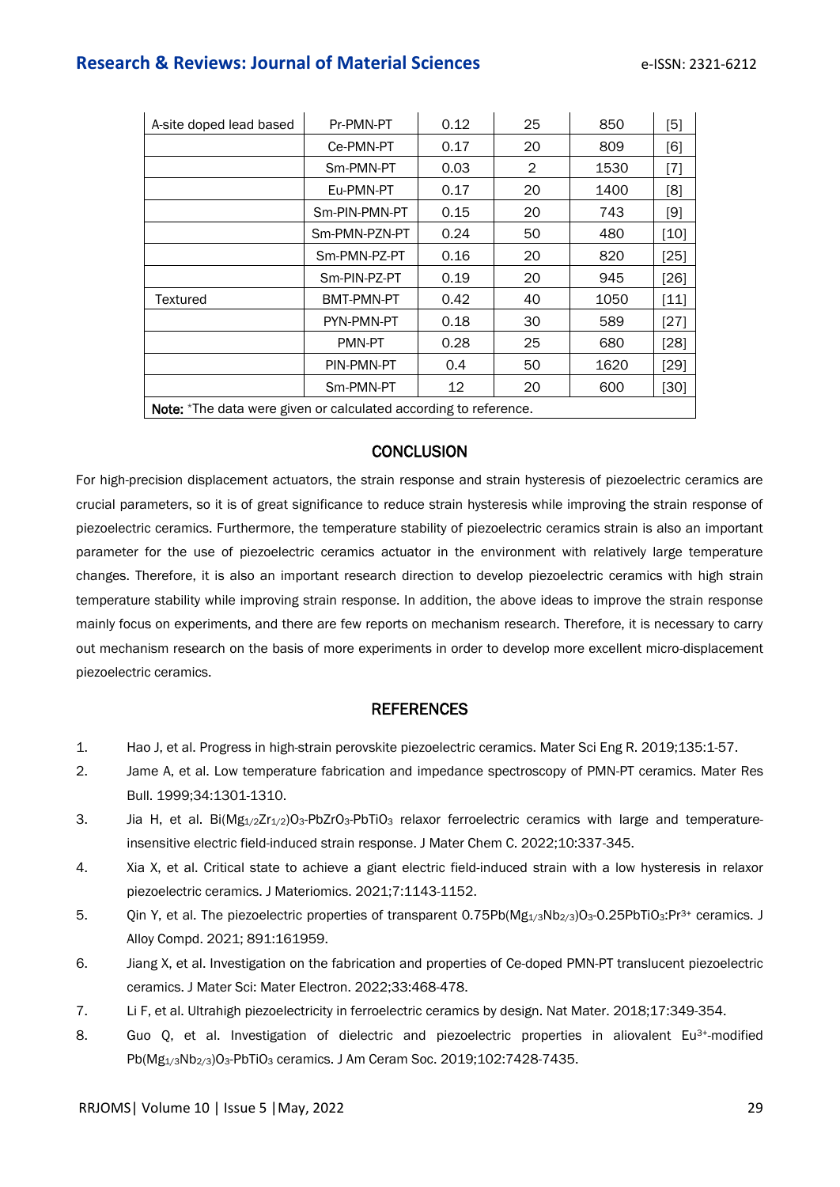| A-site doped lead based | Pr-PMN-PT | 0.12 | 25 | 850 | [5] |
|---|---|---|---|---|---|
| | Ce-PMN-PT | 0.17 | 20 | 809 | [6] |
| | Sm-PMN-PT | 0.03 | 2 | 1530 | [7] |
| | Eu-PMN-PT | 0.17 | 20 | 1400 | [8] |
| | Sm-PIN-PMN-PT | 0.15 | 20 | 743 | [9] |
| | Sm-PMN-PZN-PT | 0.24 | 50 | 480 | [10] |
| | Sm-PMN-PZ-PT | 0.16 | 20 | 820 | [25] |
| | Sm-PIN-PZ-PT | 0.19 | 20 | 945 | [26] |
| Textured | BMT-PMN-PT | 0.42 | 40 | 1050 | [11] |
| | PYN-PMN-PT | 0.18 | 30 | 589 | [27] |
| | PMN-PT | 0.28 | 25 | 680 | [28] |
| | PIN-PMN-PT | 0.4 | 50 | 1620 | [29] |
| | Sm-PMN-PT | 12 | 20 | 600 | [30] |

**Note:** *The data were given or calculated according to reference.

## CONCLUSION

For high-precision displacement actuators, the strain response and strain hysteresis of piezoelectric ceramics are crucial parameters, so it is of great significance to reduce strain hysteresis while improving the strain response of piezoelectric ceramics. Furthermore, the temperature stability of piezoelectric ceramics strain is also an important parameter for the use of piezoelectric ceramics actuator in the environment with relatively large temperature changes. Therefore, it is also an important research direction to develop piezoelectric ceramics with high strain temperature stability while improving strain response. In addition, the above ideas to improve the strain response mainly focus on experiments, and there are few reports on mechanism research. Therefore, it is necessary to carry out mechanism research on the basis of more experiments in order to develop more excellent micro-displacement piezoelectric ceramics.

## REFERENCES

1. Hao J, et al. Progress in high-strain perovskite piezoelectric ceramics. Mater Sci Eng R. 2019;135:1-57.
2. Jame A, et al. Low temperature fabrication and impedance spectroscopy of PMN-PT ceramics. Mater Res Bull. 1999;34:1301-1310.
3. Jia H, et al. $Bi(Mg_{1/2}Zr_{1/2})O_3$-$PbZrO_3$-$PbTiO_3$ relaxor ferroelectric ceramics with large and temperature-insensitive electric field-induced strain response. J Mater Chem C. 2022;10:337-345.
4. Xia X, et al. Critical state to achieve a giant electric field-induced strain with a low hysteresis in relaxor piezoelectric ceramics. J Materiomics. 2021;7:1143-1152.
5. Qin Y, et al. The piezoelectric properties of transparent $0.75Pb(Mg_{1/3}Nb_{2/3})O_3$-$0.25PbTiO_3$:$Pr^{3+}$ ceramics. J Alloy Compd. 2021; 891:161959.
6. Jiang X, et al. Investigation on the fabrication and properties of Ce-doped PMN-PT translucent piezoelectric ceramics. J Mater Sci: Mater Electron. 2022;33:468-478.
7. Li F, et al. Ultrahigh piezoelectricity in ferroelectric ceramics by design. Nat Mater. 2018;17:349-354.
8. Guo Q, et al. Investigation of dielectric and piezoelectric properties in aliovalent $Eu^{3+}$-modified $Pb(Mg_{1/3}Nb_{2/3})O_3$-$PbTiO_3$ ceramics. J Am Ceram Soc. 2019;102:7428-7435.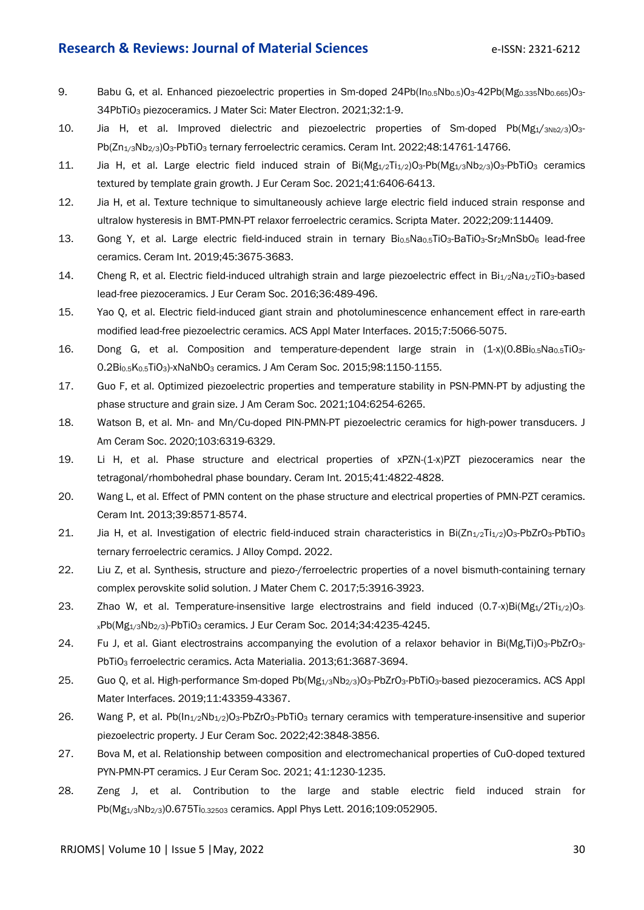9. Babu G, et al. Enhanced piezoelectric properties in Sm-doped $24Pb(In_{0.5}Nb_{0.5})O_3$-$42Pb(Mg_{0.335}Nb_{0.665})O_3$-$34PbTiO_3$ piezoceramics. J Mater Sci: Mater Electron. 2021;32:1-9.
10. Jia H, et al. Improved dielectric and piezoelectric properties of Sm-doped $Pb(Mg_{1/3}Nb_{2/3})O_3$-$Pb(Zn_{1/3}Nb_{2/3})O_3$-$PbTiO_3$ ternary ferroelectric ceramics. Ceram Int. 2022;48:14761-14766.
11. Jia H, et al. Large electric field induced strain of $Bi(Mg_{1/2}Ti_{1/2})O_3$-$Pb(Mg_{1/3}Nb_{2/3})O_3$-$PbTiO_3$ ceramics textured by template grain growth. J Eur Ceram Soc. 2021;41:6406-6413.
12. Jia H, et al. Texture technique to simultaneously achieve large electric field induced strain response and ultralow hysteresis in BMT-PMN-PT relaxor ferroelectric ceramics. Scripta Mater. 2022;209:114409.
13. Gong Y, et al. Large electric field-induced strain in ternary $Bi_{0.5}Na_{0.5}TiO_3$-$BaTiO_3$-$Sr_2MnSbO_6$ lead-free ceramics. Ceram Int. 2019;45:3675-3683.
14. Cheng R, et al. Electric field-induced ultrahigh strain and large piezoelectric effect in $Bi_{1/2}Na_{1/2}TiO_3$-based lead-free piezoceramics. J Eur Ceram Soc. 2016;36:489-496.
15. Yao Q, et al. Electric field-induced giant strain and photoluminescence enhancement effect in rare-earth modified lead-free piezoelectric ceramics. ACS Appl Mater Interfaces. 2015;7:5066-5075.
16. Dong G, et al. Composition and temperature-dependent large strain in $(1-x)(0.8Bi_{0.5}Na_{0.5}TiO_3$-$0.2Bi_{0.5}K_{0.5}TiO_3)$-$xNaNbO_3$ ceramics. J Am Ceram Soc. 2015;98:1150-1155.
17. Guo F, et al. Optimized piezoelectric properties and temperature stability in PSN-PMN-PT by adjusting the phase structure and grain size. J Am Ceram Soc. 2021;104:6254-6265.
18. Watson B, et al. Mn- and Mn/Cu-doped PIN-PMN-PT piezoelectric ceramics for high-power transducers. J Am Ceram Soc. 2020;103:6319-6329.
19. Li H, et al. Phase structure and electrical properties of xPZN-(1-x)PZT piezoceramics near the tetragonal/rhombohedral phase boundary. Ceram Int. 2015;41:4822-4828.
20. Wang L, et al. Effect of PMN content on the phase structure and electrical properties of PMN-PZT ceramics. Ceram Int. 2013;39:8571-8574.
21. Jia H, et al. Investigation of electric field-induced strain characteristics in $Bi(Zn_{1/2}Ti_{1/2})O_3$-$PbZrO_3$-$PbTiO_3$ ternary ferroelectric ceramics. J Alloy Compd. 2022.
22. Liu Z, et al. Synthesis, structure and piezo-/ferroelectric properties of a novel bismuth-containing ternary complex perovskite solid solution. J Mater Chem C. 2017;5:3916-3923.
23. Zhao W, et al. Temperature-insensitive large electrostrains and field induced $(0.7-x)Bi(Mg_{1/2}Ti_{1/2})O_3$-$_xPb(Mg_{1/3}Nb_{2/3})$-$PbTiO_3$ ceramics. J Eur Ceram Soc. 2014;34:4235-4245.
24. Fu J, et al. Giant electrostrains accompanying the evolution of a relaxor behavior in $Bi(Mg,Ti)O_3$-$PbZrO_3$-$PbTiO_3$ ferroelectric ceramics. Acta Materialia. 2013;61:3687-3694.
25. Guo Q, et al. High-performance Sm-doped $Pb(Mg_{1/3}Nb_{2/3})O_3$-$PbZrO_3$-$PbTiO_3$-based piezoceramics. ACS Appl Mater Interfaces. 2019;11:43359-43367.
26. Wang P, et al. $Pb(In_{1/2}Nb_{1/2})O_3$-$PbZrO_3$-$PbTiO_3$ ternary ceramics with temperature-insensitive and superior piezoelectric property. J Eur Ceram Soc. 2022;42:3848-3856.
27. Bova M, et al. Relationship between composition and electromechanical properties of CuO-doped textured PYN-PMN-PT ceramics. J Eur Ceram Soc. 2021; 41:1230-1235.
28. Zeng J, et al. Contribution to the large and stable electric field induced strain for $Pb(Mg_{1/3}Nb_{2/3})0.675Ti_{0.32503}$ ceramics. Appl Phys Lett. 2016;109:052905.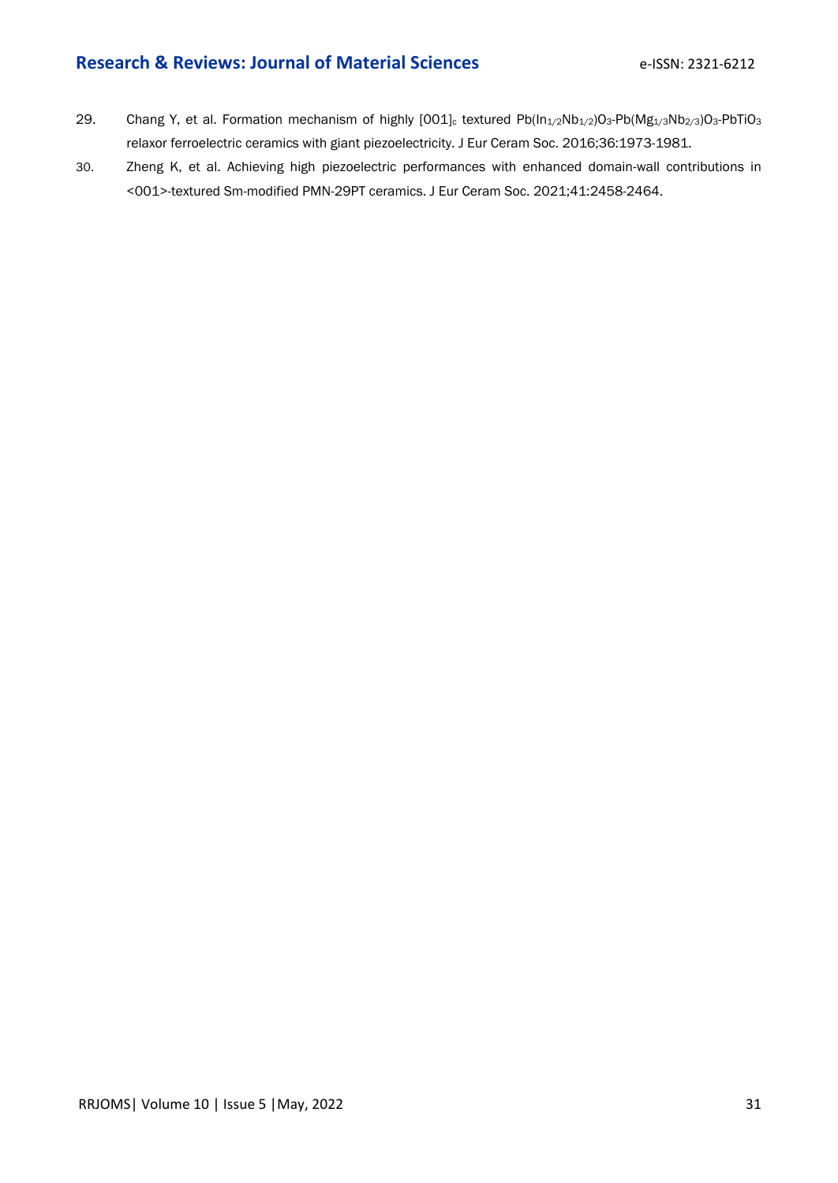29. Chang Y, et al. Formation mechanism of highly $[001]_c$ textured $Pb(In_{1/2}Nb_{1/2})O_3$-$Pb(Mg_{1/3}Nb_{2/3})O_3$-$PbTiO_3$ relaxor ferroelectric ceramics with giant piezoelectricity. J Eur Ceram Soc. 2016;36:1973-1981.
30. Zheng K, et al. Achieving high piezoelectric performances with enhanced domain-wall contributions in <001>-textured Sm-modified PMN-29PT ceramics. J Eur Ceram Soc. 2021;41:2458-2464.